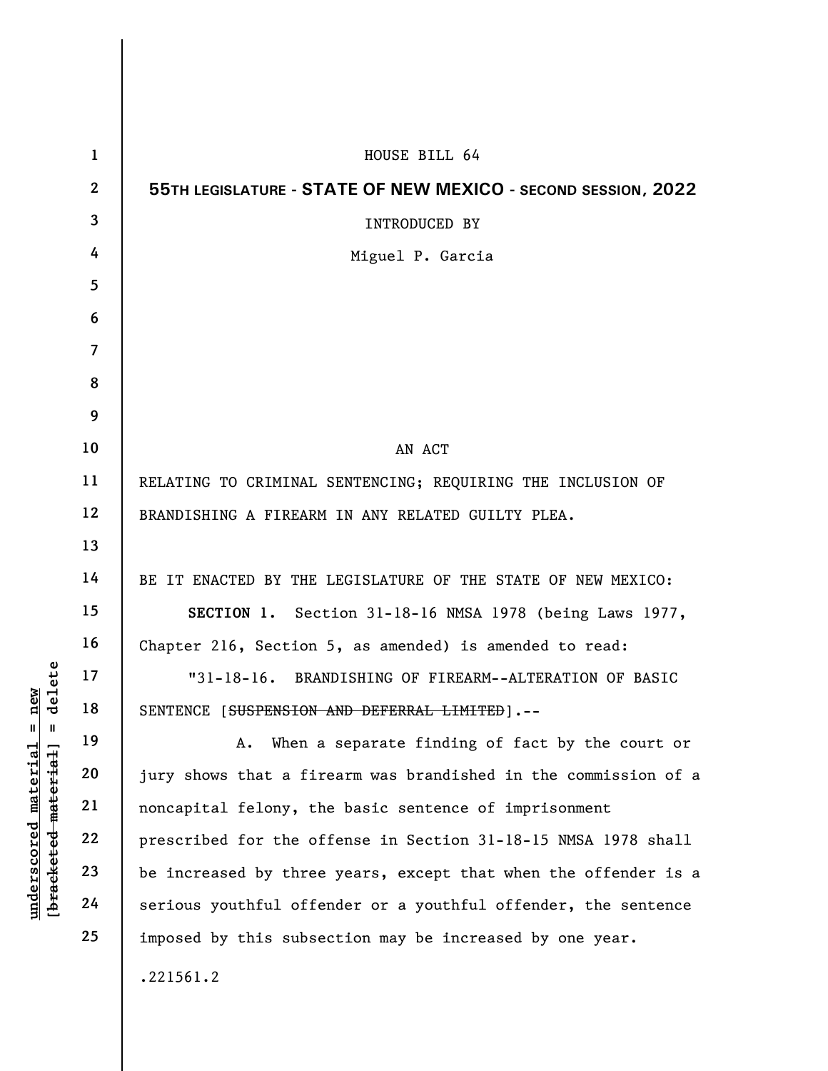HOUSE BILL 64

**55TH LEGISLATURE - STATE OF NEW MEXICO - SECOND SESSION, 2022**

INTRODUCED BY

Miguel P. Garcia

AN ACT

RELATING TO CRIMINAL SENTENCING; REQUIRING THE INCLUSION OF BRANDISHING A FIREARM IN ANY RELATED GUILTY PLEA.

BE IT ENACTED BY THE LEGISLATURE OF THE STATE OF NEW MEXICO:

**SECTION 1.** Section 31-18-16 NMSA 1978 (being Laws 1977, Chapter 216, Section 5, as amended) is amended to read:

"31-18-16. BRANDISHING OF FIREARM--ALTERATION OF BASIC SENTENCE [~~SUSPENSION AND DEFERRAL LIMITED~~].--

A. When a separate finding of fact by the court or jury shows that a firearm was brandished in the commission of a noncapital felony, the basic sentence of imprisonment prescribed for the offense in Section 31-18-15 NMSA 1978 shall be increased by three years, except that when the offender is a serious youthful offender or a youthful offender, the sentence imposed by this subsection may be increased by one year.

.221561.2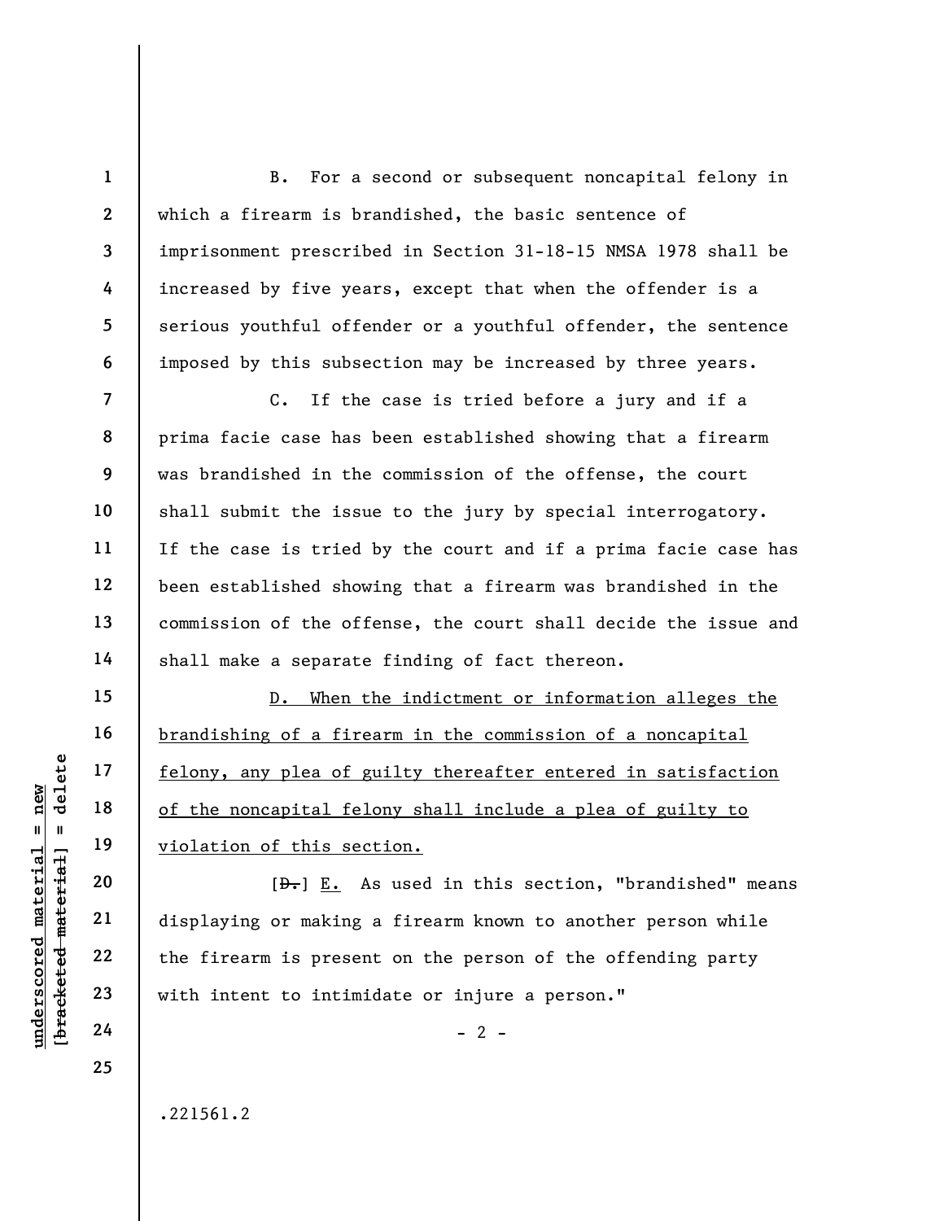B. For a second or subsequent noncapital felony in which a firearm is brandished, the basic sentence of imprisonment prescribed in Section 31-18-15 NMSA 1978 shall be increased by five years, except that when the offender is a serious youthful offender or a youthful offender, the sentence imposed by this subsection may be increased by three years.

C. If the case is tried before a jury and if a prima facie case has been established showing that a firearm was brandished in the commission of the offense, the court shall submit the issue to the jury by special interrogatory. If the case is tried by the court and if a prima facie case has been established showing that a firearm was brandished in the commission of the offense, the court shall decide the issue and shall make a separate finding of fact thereon.

<u>D. When the indictment or information alleges the brandishing of a firearm in the commission of a noncapital felony, any plea of guilty thereafter entered in satisfaction of the noncapital felony shall include a plea of guilty to violation of this section.</u>

[~~D.~~] <u>E.</u> As used in this section, "brandished" means displaying or making a firearm known to another person while the firearm is present on the person of the offending party with intent to intimidate or injure a person."

.221561.2